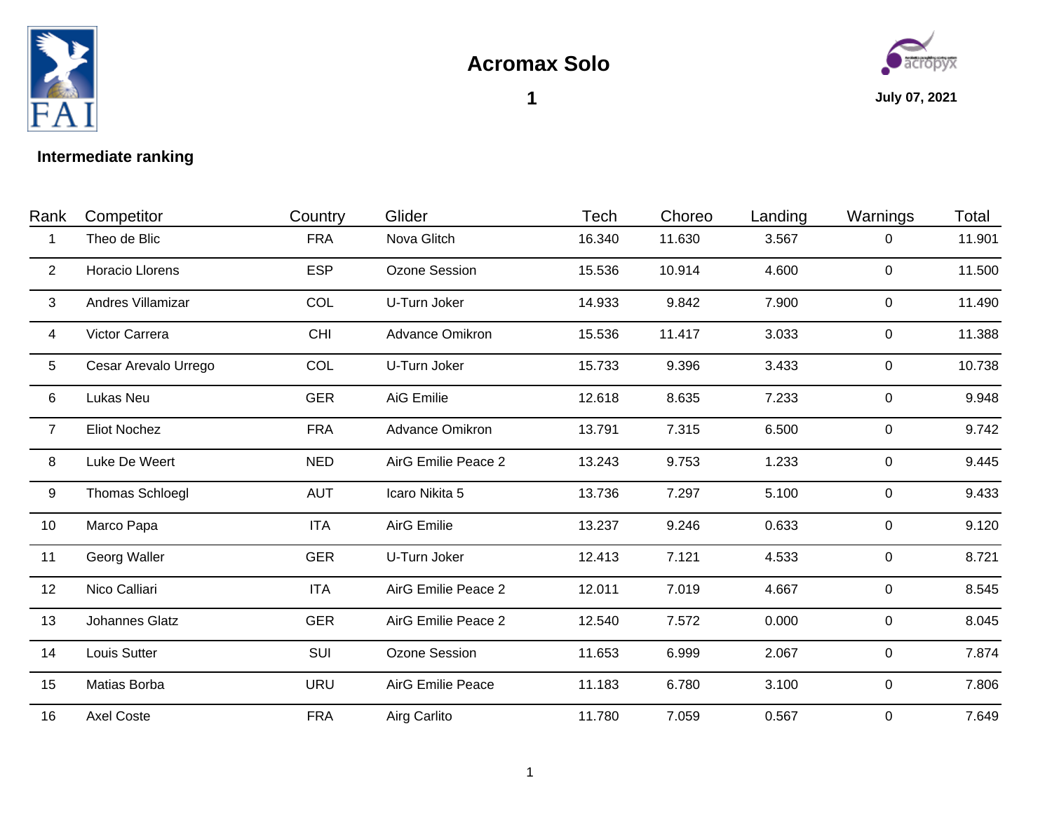# Acromax Solo

**1**

**July 07, 2021**

**Intermediate ranking**

| Rank | Competitor | Country | Glider | Tech | Choreo | Landing | Warnings | Total |
|---|---|---|---|---|---|---|---|---|
| 1 | Theo de Blic | FRA | Nova Glitch | 16.340 | 11.630 | 3.567 | 0 | 11.901 |
| 2 | Horacio Llorens | ESP | Ozone Session | 15.536 | 10.914 | 4.600 | 0 | 11.500 |
| 3 | Andres Villamizar | COL | U-Turn Joker | 14.933 | 9.842 | 7.900 | 0 | 11.490 |
| 4 | Victor Carrera | CHI | Advance Omikron | 15.536 | 11.417 | 3.033 | 0 | 11.388 |
| 5 | Cesar Arevalo Urrego | COL | U-Turn Joker | 15.733 | 9.396 | 3.433 | 0 | 10.738 |
| 6 | Lukas Neu | GER | AiG Emilie | 12.618 | 8.635 | 7.233 | 0 | 9.948 |
| 7 | Eliot Nochez | FRA | Advance Omikron | 13.791 | 7.315 | 6.500 | 0 | 9.742 |
| 8 | Luke De Weert | NED | AirG Emilie Peace 2 | 13.243 | 9.753 | 1.233 | 0 | 9.445 |
| 9 | Thomas Schloegl | AUT | Icaro Nikita 5 | 13.736 | 7.297 | 5.100 | 0 | 9.433 |
| 10 | Marco Papa | ITA | AirG Emilie | 13.237 | 9.246 | 0.633 | 0 | 9.120 |
| 11 | Georg Waller | GER | U-Turn Joker | 12.413 | 7.121 | 4.533 | 0 | 8.721 |
| 12 | Nico Calliari | ITA | AirG Emilie Peace 2 | 12.011 | 7.019 | 4.667 | 0 | 8.545 |
| 13 | Johannes Glatz | GER | AirG Emilie Peace 2 | 12.540 | 7.572 | 0.000 | 0 | 8.045 |
| 14 | Louis Sutter | SUI | Ozone Session | 11.653 | 6.999 | 2.067 | 0 | 7.874 |
| 15 | Matias Borba | URU | AirG Emilie Peace | 11.183 | 6.780 | 3.100 | 0 | 7.806 |
| 16 | Axel Coste | FRA | Airg Carlito | 11.780 | 7.059 | 0.567 | 0 | 7.649 |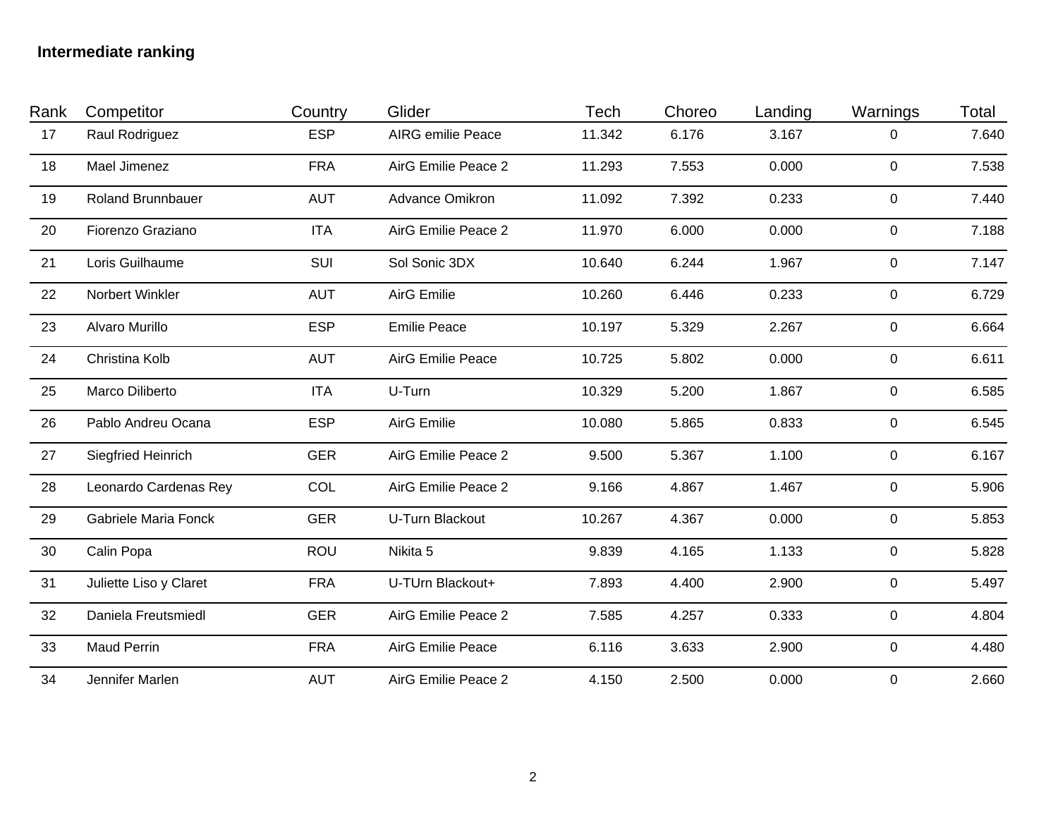**Intermediate ranking**

| Rank | Competitor | Country | Glider | Tech | Choreo | Landing | Warnings | Total |
|---|---|---|---|---|---|---|---|---|
| 17 | Raul Rodriguez | ESP | AIRG emilie Peace | 11.342 | 6.176 | 3.167 | 0 | 7.640 |
| 18 | Mael Jimenez | FRA | AirG Emilie Peace 2 | 11.293 | 7.553 | 0.000 | 0 | 7.538 |
| 19 | Roland Brunnbauer | AUT | Advance Omikron | 11.092 | 7.392 | 0.233 | 0 | 7.440 |
| 20 | Fiorenzo Graziano | ITA | AirG Emilie Peace 2 | 11.970 | 6.000 | 0.000 | 0 | 7.188 |
| 21 | Loris Guilhaume | SUI | Sol Sonic 3DX | 10.640 | 6.244 | 1.967 | 0 | 7.147 |
| 22 | Norbert Winkler | AUT | AirG Emilie | 10.260 | 6.446 | 0.233 | 0 | 6.729 |
| 23 | Alvaro Murillo | ESP | Emilie Peace | 10.197 | 5.329 | 2.267 | 0 | 6.664 |
| 24 | Christina Kolb | AUT | AirG Emilie Peace | 10.725 | 5.802 | 0.000 | 0 | 6.611 |
| 25 | Marco Diliberto | ITA | U-Turn | 10.329 | 5.200 | 1.867 | 0 | 6.585 |
| 26 | Pablo Andreu Ocana | ESP | AirG Emilie | 10.080 | 5.865 | 0.833 | 0 | 6.545 |
| 27 | Siegfried Heinrich | GER | AirG Emilie Peace 2 | 9.500 | 5.367 | 1.100 | 0 | 6.167 |
| 28 | Leonardo Cardenas Rey | COL | AirG Emilie Peace 2 | 9.166 | 4.867 | 1.467 | 0 | 5.906 |
| 29 | Gabriele Maria Fonck | GER | U-Turn Blackout | 10.267 | 4.367 | 0.000 | 0 | 5.853 |
| 30 | Calin Popa | ROU | Nikita 5 | 9.839 | 4.165 | 1.133 | 0 | 5.828 |
| 31 | Juliette Liso y Claret | FRA | U-TUrn Blackout+ | 7.893 | 4.400 | 2.900 | 0 | 5.497 |
| 32 | Daniela Freutsmiedl | GER | AirG Emilie Peace 2 | 7.585 | 4.257 | 0.333 | 0 | 4.804 |
| 33 | Maud Perrin | FRA | AirG Emilie Peace | 6.116 | 3.633 | 2.900 | 0 | 4.480 |
| 34 | Jennifer Marlen | AUT | AirG Emilie Peace 2 | 4.150 | 2.500 | 0.000 | 0 | 2.660 |